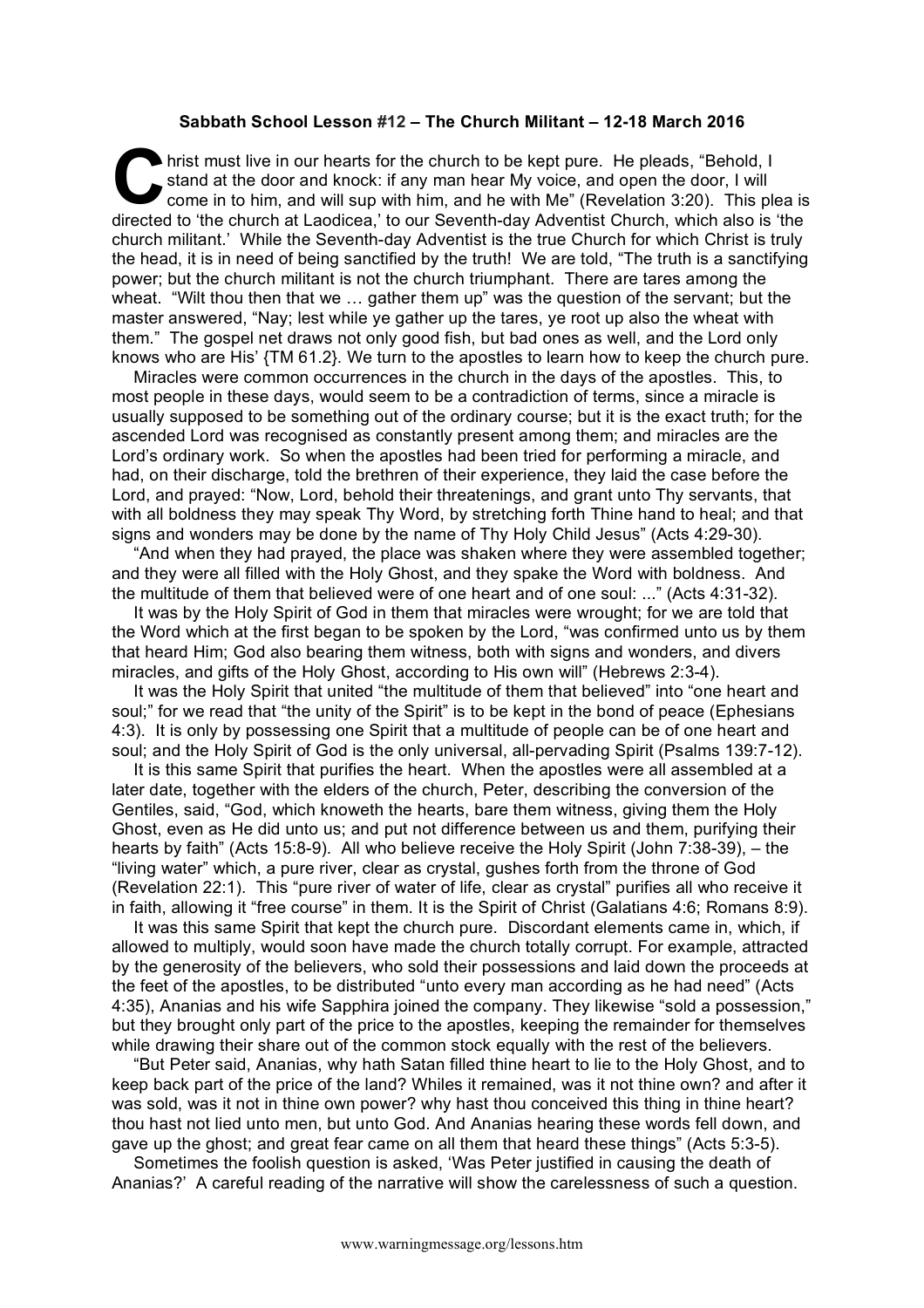**Sabbath School Lesson #12 – The Church Militant – 12-18 March 2016**

Christ must live in our hearts for the church to be kept pure. He pleads, "Behold, I stand at the door and knock: if any man hear My voice, and open the door, I will come in to him, and will sup with him, and he with Me" (Revelation 3:20). This plea is directed to 'the church at Laodicea,' to our Seventh-day Adventist Church, which also is 'the church militant.' While the Seventh-day Adventist is the true Church for which Christ is truly the head, it is in need of being sanctified by the truth! We are told, "The truth is a sanctifying power; but the church militant is not the church triumphant. There are tares among the wheat. "Wilt thou then that we … gather them up" was the question of the servant; but the master answered, "Nay; lest while ye gather up the tares, ye root up also the wheat with them." The gospel net draws not only good fish, but bad ones as well, and the Lord only knows who are His' {TM 61.2}. We turn to the apostles to learn how to keep the church pure.

Miracles were common occurrences in the church in the days of the apostles. This, to most people in these days, would seem to be a contradiction of terms, since a miracle is usually supposed to be something out of the ordinary course; but it is the exact truth; for the ascended Lord was recognised as constantly present among them; and miracles are the Lord's ordinary work. So when the apostles had been tried for performing a miracle, and had, on their discharge, told the brethren of their experience, they laid the case before the Lord, and prayed: "Now, Lord, behold their threatenings, and grant unto Thy servants, that with all boldness they may speak Thy Word, by stretching forth Thine hand to heal; and that signs and wonders may be done by the name of Thy Holy Child Jesus" (Acts 4:29-30).

"And when they had prayed, the place was shaken where they were assembled together; and they were all filled with the Holy Ghost, and they spake the Word with boldness. And the multitude of them that believed were of one heart and of one soul: ..." (Acts 4:31-32).

It was by the Holy Spirit of God in them that miracles were wrought; for we are told that the Word which at the first began to be spoken by the Lord, "was confirmed unto us by them that heard Him; God also bearing them witness, both with signs and wonders, and divers miracles, and gifts of the Holy Ghost, according to His own will" (Hebrews 2:3-4).

It was the Holy Spirit that united "the multitude of them that believed" into "one heart and soul;" for we read that "the unity of the Spirit" is to be kept in the bond of peace (Ephesians 4:3). It is only by possessing one Spirit that a multitude of people can be of one heart and soul; and the Holy Spirit of God is the only universal, all-pervading Spirit (Psalms 139:7-12).

It is this same Spirit that purifies the heart. When the apostles were all assembled at a later date, together with the elders of the church, Peter, describing the conversion of the Gentiles, said, "God, which knoweth the hearts, bare them witness, giving them the Holy Ghost, even as He did unto us; and put not difference between us and them, purifying their hearts by faith" (Acts 15:8-9). All who believe receive the Holy Spirit (John 7:38-39), – the "living water" which, a pure river, clear as crystal, gushes forth from the throne of God (Revelation 22:1). This "pure river of water of life, clear as crystal" purifies all who receive it in faith, allowing it "free course" in them. It is the Spirit of Christ (Galatians 4:6; Romans 8:9).

It was this same Spirit that kept the church pure. Discordant elements came in, which, if allowed to multiply, would soon have made the church totally corrupt. For example, attracted by the generosity of the believers, who sold their possessions and laid down the proceeds at the feet of the apostles, to be distributed "unto every man according as he had need" (Acts 4:35), Ananias and his wife Sapphira joined the company. They likewise "sold a possession," but they brought only part of the price to the apostles, keeping the remainder for themselves while drawing their share out of the common stock equally with the rest of the believers.

"But Peter said, Ananias, why hath Satan filled thine heart to lie to the Holy Ghost, and to keep back part of the price of the land? Whiles it remained, was it not thine own? and after it was sold, was it not in thine own power? why hast thou conceived this thing in thine heart? thou hast not lied unto men, but unto God. And Ananias hearing these words fell down, and gave up the ghost; and great fear came on all them that heard these things" (Acts 5:3-5).

Sometimes the foolish question is asked, 'Was Peter justified in causing the death of Ananias?' A careful reading of the narrative will show the carelessness of such a question.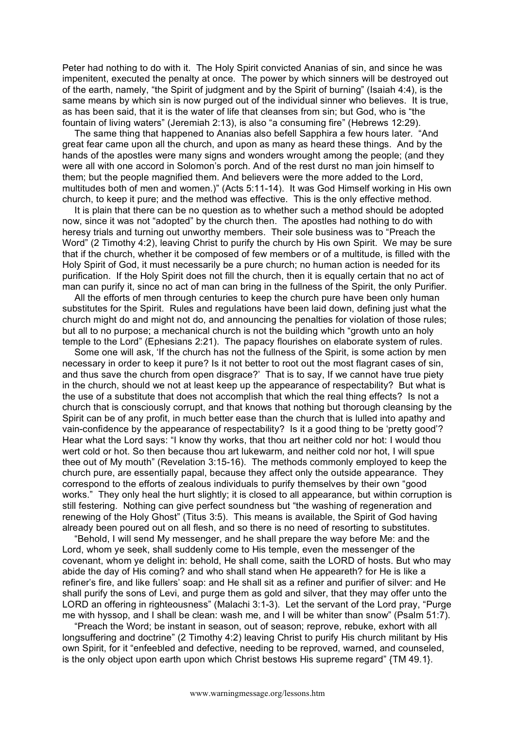Peter had nothing to do with it. The Holy Spirit convicted Ananias of sin, and since he was impenitent, executed the penalty at once. The power by which sinners will be destroyed out of the earth, namely, "the Spirit of judgment and by the Spirit of burning" (Isaiah 4:4), is the same means by which sin is now purged out of the individual sinner who believes. It is true, as has been said, that it is the water of life that cleanses from sin; but God, who is "the fountain of living waters" (Jeremiah 2:13), is also "a consuming fire" (Hebrews 12:29).

The same thing that happened to Ananias also befell Sapphira a few hours later. "And great fear came upon all the church, and upon as many as heard these things. And by the hands of the apostles were many signs and wonders wrought among the people; (and they were all with one accord in Solomon's porch. And of the rest durst no man join himself to them; but the people magnified them. And believers were the more added to the Lord, multitudes both of men and women.)" (Acts 5:11-14). It was God Himself working in His own church, to keep it pure; and the method was effective. This is the only effective method.

It is plain that there can be no question as to whether such a method should be adopted now, since it was not "adopted" by the church then. The apostles had nothing to do with heresy trials and turning out unworthy members. Their sole business was to "Preach the Word" (2 Timothy 4:2), leaving Christ to purify the church by His own Spirit. We may be sure that if the church, whether it be composed of few members or of a multitude, is filled with the Holy Spirit of God, it must necessarily be a pure church; no human action is needed for its purification. If the Holy Spirit does not fill the church, then it is equally certain that no act of man can purify it, since no act of man can bring in the fullness of the Spirit, the only Purifier.

All the efforts of men through centuries to keep the church pure have been only human substitutes for the Spirit. Rules and regulations have been laid down, defining just what the church might do and might not do, and announcing the penalties for violation of those rules; but all to no purpose; a mechanical church is not the building which "growth unto an holy temple to the Lord" (Ephesians 2:21). The papacy flourishes on elaborate system of rules.

Some one will ask, 'If the church has not the fullness of the Spirit, is some action by men necessary in order to keep it pure? Is it not better to root out the most flagrant cases of sin, and thus save the church from open disgrace?' That is to say, If we cannot have true piety in the church, should we not at least keep up the appearance of respectability? But what is the use of a substitute that does not accomplish that which the real thing effects? Is not a church that is consciously corrupt, and that knows that nothing but thorough cleansing by the Spirit can be of any profit, in much better ease than the church that is lulled into apathy and vain-confidence by the appearance of respectability? Is it a good thing to be 'pretty good'? Hear what the Lord says: "I know thy works, that thou art neither cold nor hot: I would thou wert cold or hot. So then because thou art lukewarm, and neither cold nor hot, I will spue thee out of My mouth" (Revelation 3:15-16). The methods commonly employed to keep the church pure, are essentially papal, because they affect only the outside appearance. They correspond to the efforts of zealous individuals to purify themselves by their own "good works." They only heal the hurt slightly; it is closed to all appearance, but within corruption is still festering. Nothing can give perfect soundness but "the washing of regeneration and renewing of the Holy Ghost" (Titus 3:5). This means is available, the Spirit of God having already been poured out on all flesh, and so there is no need of resorting to substitutes.

"Behold, I will send My messenger, and he shall prepare the way before Me: and the Lord, whom ye seek, shall suddenly come to His temple, even the messenger of the covenant, whom ye delight in: behold, He shall come, saith the LORD of hosts. But who may abide the day of His coming? and who shall stand when He appeareth? for He is like a refiner's fire, and like fullers' soap: and He shall sit as a refiner and purifier of silver: and He shall purify the sons of Levi, and purge them as gold and silver, that they may offer unto the LORD an offering in righteousness" (Malachi 3:1-3). Let the servant of the Lord pray, "Purge me with hyssop, and I shall be clean: wash me, and I will be whiter than snow" (Psalm 51:7).

"Preach the Word; be instant in season, out of season; reprove, rebuke, exhort with all longsuffering and doctrine" (2 Timothy 4:2) leaving Christ to purify His church militant by His own Spirit, for it "enfeebled and defective, needing to be reproved, warned, and counseled, is the only object upon earth upon which Christ bestows His supreme regard" {TM 49.1}.